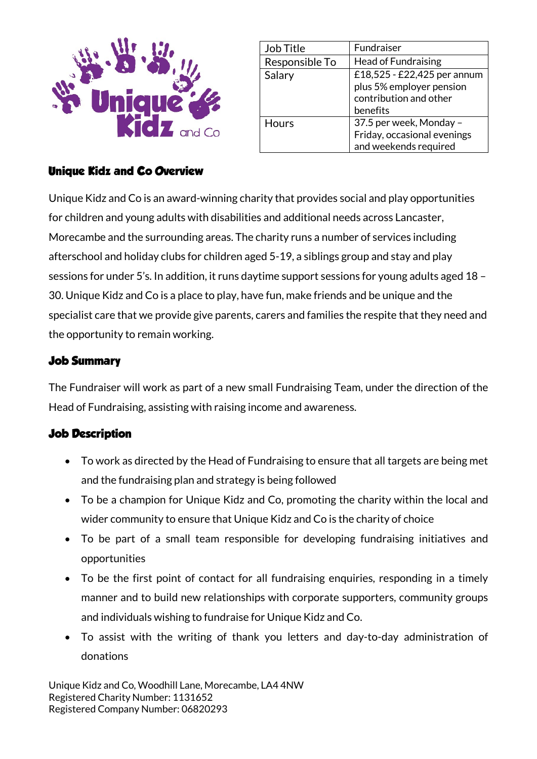| Job Title | Fundraiser |
|---|---|
| Responsible To | Head of Fundraising |
| Salary | £18,525 - £22,425 per annum plus 5% employer pension contribution and other benefits |
| Hours | 37.5 per week, Monday – Friday, occasional evenings and weekends required |

## Unique Kidz and Co Overview

Unique Kidz and Co is an award-winning charity that provides social and play opportunities for children and young adults with disabilities and additional needs across Lancaster, Morecambe and the surrounding areas. The charity runs a number of services including afterschool and holiday clubs for children aged 5-19, a siblings group and stay and play sessions for under 5's. In addition, it runs daytime support sessions for young adults aged 18 – 30. Unique Kidz and Co is a place to play, have fun, make friends and be unique and the specialist care that we provide give parents, carers and families the respite that they need and the opportunity to remain working.

## Job Summary

The Fundraiser will work as part of a new small Fundraising Team, under the direction of the Head of Fundraising, assisting with raising income and awareness.

## Job Description

- To work as directed by the Head of Fundraising to ensure that all targets are being met and the fundraising plan and strategy is being followed
- To be a champion for Unique Kidz and Co, promoting the charity within the local and wider community to ensure that Unique Kidz and Co is the charity of choice
- To be part of a small team responsible for developing fundraising initiatives and opportunities
- To be the first point of contact for all fundraising enquiries, responding in a timely manner and to build new relationships with corporate supporters, community groups and individuals wishing to fundraise for Unique Kidz and Co.
- To assist with the writing of thank you letters and day-to-day administration of donations

Unique Kidz and Co, Woodhill Lane, Morecambe, LA4 4NW
Registered Charity Number: 1131652
Registered Company Number: 06820293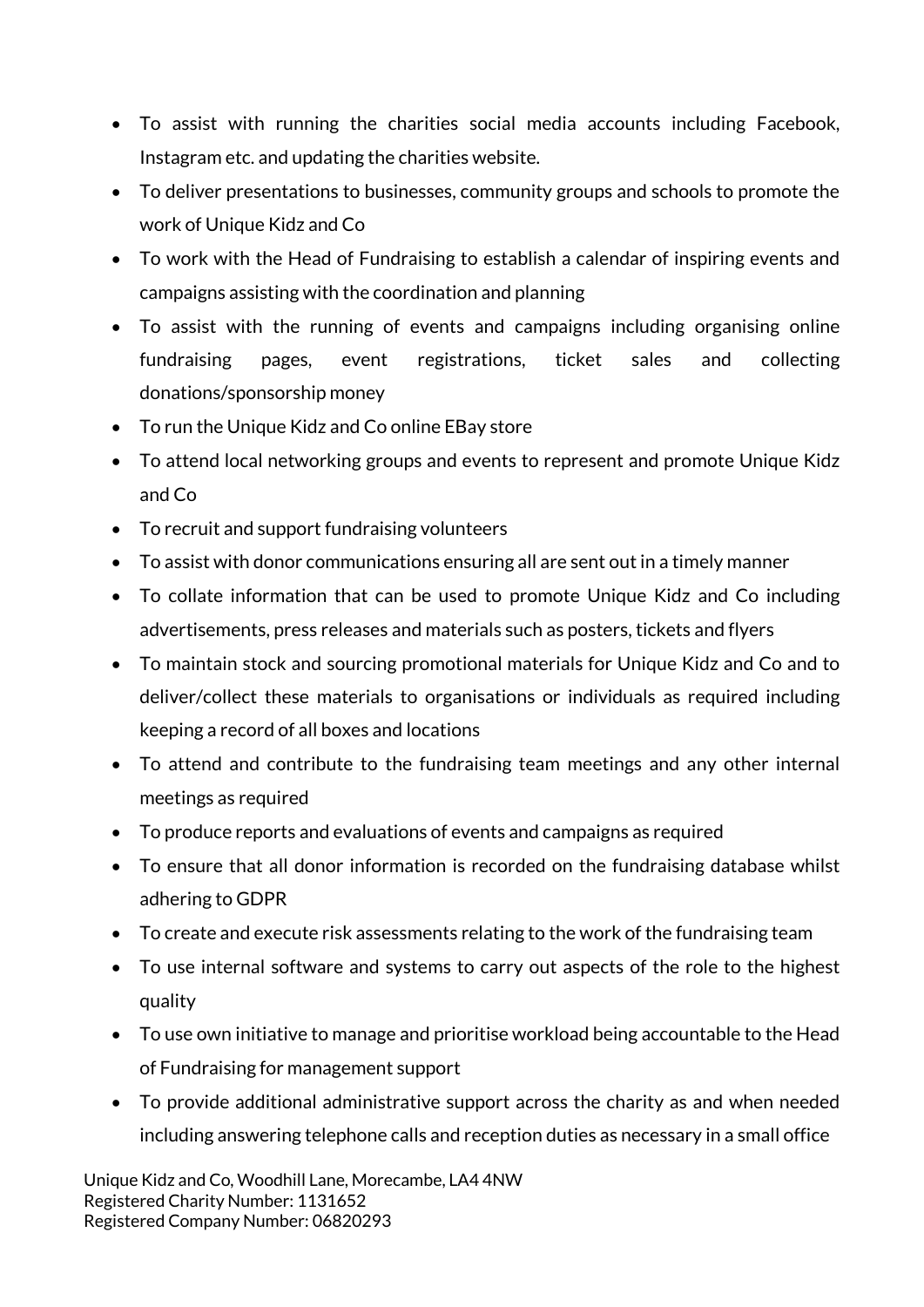- To assist with running the charities social media accounts including Facebook, Instagram etc. and updating the charities website.
- To deliver presentations to businesses, community groups and schools to promote the work of Unique Kidz and Co
- To work with the Head of Fundraising to establish a calendar of inspiring events and campaigns assisting with the coordination and planning
- To assist with the running of events and campaigns including organising online fundraising pages, event registrations, ticket sales and collecting donations/sponsorship money
- To run the Unique Kidz and Co online EBay store
- To attend local networking groups and events to represent and promote Unique Kidz and Co
- To recruit and support fundraising volunteers
- To assist with donor communications ensuring all are sent out in a timely manner
- To collate information that can be used to promote Unique Kidz and Co including advertisements, press releases and materials such as posters, tickets and flyers
- To maintain stock and sourcing promotional materials for Unique Kidz and Co and to deliver/collect these materials to organisations or individuals as required including keeping a record of all boxes and locations
- To attend and contribute to the fundraising team meetings and any other internal meetings as required
- To produce reports and evaluations of events and campaigns as required
- To ensure that all donor information is recorded on the fundraising database whilst adhering to GDPR
- To create and execute risk assessments relating to the work of the fundraising team
- To use internal software and systems to carry out aspects of the role to the highest quality
- To use own initiative to manage and prioritise workload being accountable to the Head of Fundraising for management support
- To provide additional administrative support across the charity as and when needed including answering telephone calls and reception duties as necessary in a small office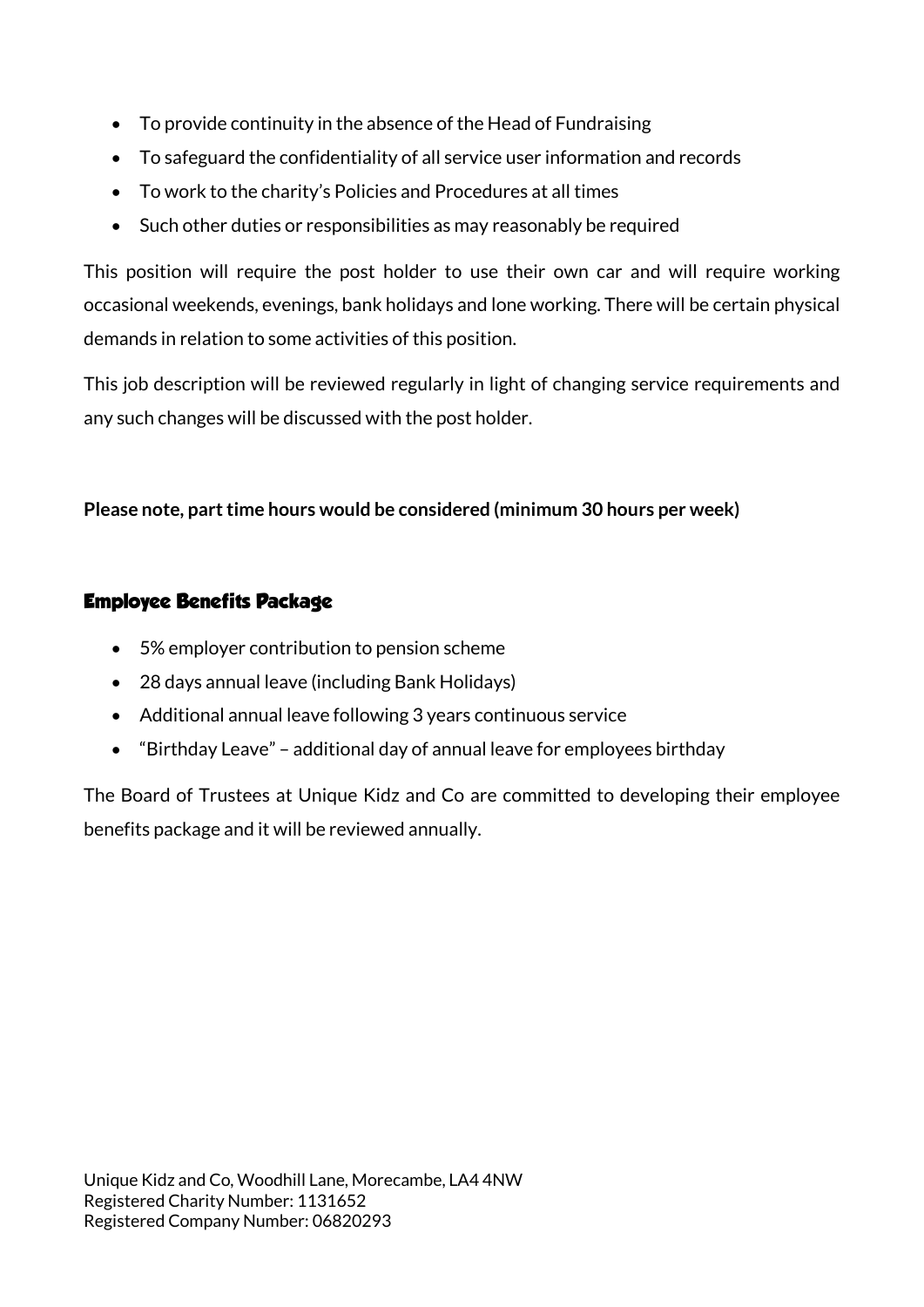- To provide continuity in the absence of the Head of Fundraising
- To safeguard the confidentiality of all service user information and records
- To work to the charity's Policies and Procedures at all times
- Such other duties or responsibilities as may reasonably be required

This position will require the post holder to use their own car and will require working occasional weekends, evenings, bank holidays and lone working. There will be certain physical demands in relation to some activities of this position.

This job description will be reviewed regularly in light of changing service requirements and any such changes will be discussed with the post holder.

**Please note, part time hours would be considered (minimum 30 hours per week)**

## Employee Benefits Package

- 5% employer contribution to pension scheme
- 28 days annual leave (including Bank Holidays)
- Additional annual leave following 3 years continuous service
- "Birthday Leave" – additional day of annual leave for employees birthday

The Board of Trustees at Unique Kidz and Co are committed to developing their employee benefits package and it will be reviewed annually.

Unique Kidz and Co, Woodhill Lane, Morecambe, LA4 4NW
Registered Charity Number: 1131652
Registered Company Number: 06820293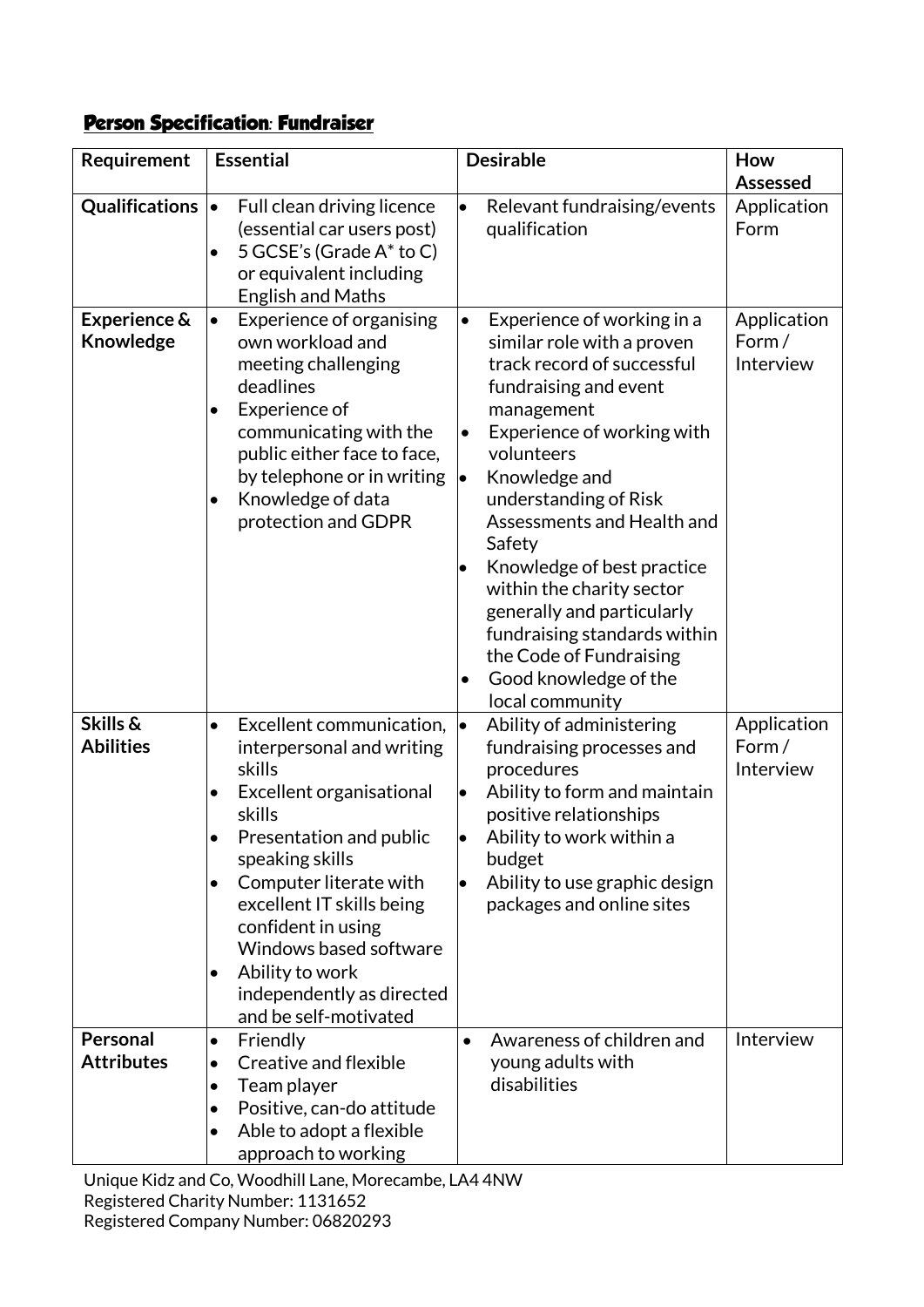## **Person Specification: Fundraiser**

| Requirement | Essential | Desirable | How Assessed |
|---|---|---|---|
| **Qualifications** | • Full clean driving licence (essential car users post)<br>• 5 GCSE's (Grade A* to C) or equivalent including English and Maths | • Relevant fundraising/events qualification | Application Form |
| **Experience & Knowledge** | • Experience of organising own workload and meeting challenging deadlines<br>• Experience of communicating with the public either face to face, by telephone or in writing<br>• Knowledge of data protection and GDPR | • Experience of working in a similar role with a proven track record of successful fundraising and event management<br>• Experience of working with volunteers<br>• Knowledge and understanding of Risk Assessments and Health and Safety<br>• Knowledge of best practice within the charity sector generally and particularly fundraising standards within the Code of Fundraising<br>• Good knowledge of the local community | Application Form / Interview |
| **Skills & Abilities** | • Excellent communication, interpersonal and writing skills<br>• Excellent organisational skills<br>• Presentation and public speaking skills<br>• Computer literate with excellent IT skills being confident in using Windows based software<br>• Ability to work independently as directed and be self-motivated | • Ability of administering fundraising processes and procedures<br>• Ability to form and maintain positive relationships<br>• Ability to work within a budget<br>• Ability to use graphic design packages and online sites | Application Form / Interview |
| **Personal Attributes** | • Friendly<br>• Creative and flexible<br>• Team player<br>• Positive, can-do attitude<br>• Able to adopt a flexible approach to working | • Awareness of children and young adults with disabilities | Interview |

Unique Kidz and Co, Woodhill Lane, Morecambe, LA4 4NW
Registered Charity Number: 1131652
Registered Company Number: 06820293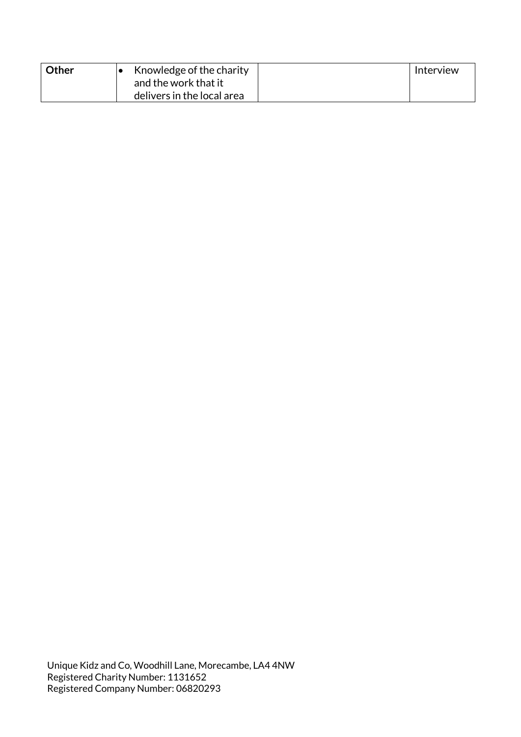| | | | |
|---|---|---|---|
| **Other** | • Knowledge of the charity and the work that it delivers in the local area | | Interview |

Unique Kidz and Co, Woodhill Lane, Morecambe, LA4 4NW
Registered Charity Number: 1131652
Registered Company Number: 06820293